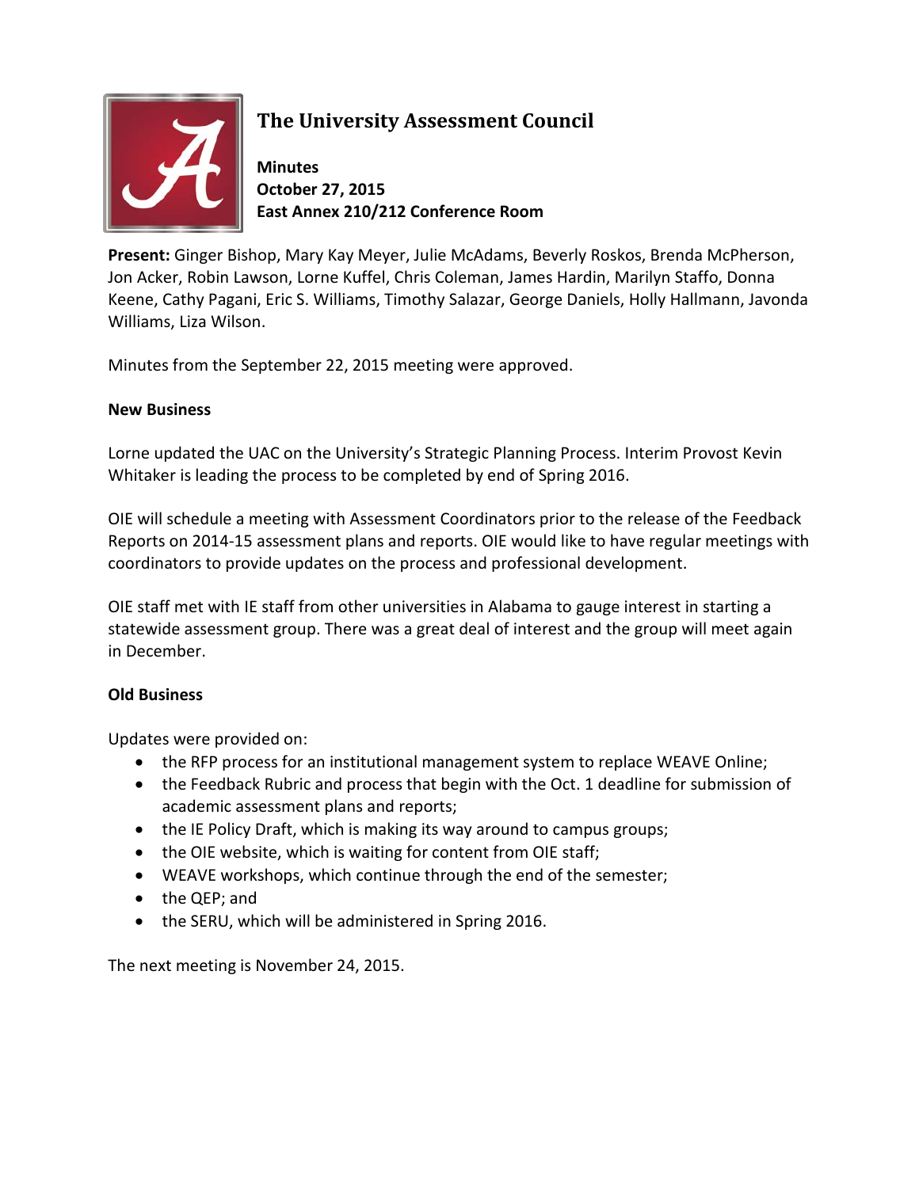# The University Assessment Council

**Minutes**
**October 27, 2015**
**East Annex 210/212 Conference Room**

**Present:** Ginger Bishop, Mary Kay Meyer, Julie McAdams, Beverly Roskos, Brenda McPherson, Jon Acker, Robin Lawson, Lorne Kuffel, Chris Coleman, James Hardin, Marilyn Staffo, Donna Keene, Cathy Pagani, Eric S. Williams, Timothy Salazar, George Daniels, Holly Hallmann, Javonda Williams, Liza Wilson.

Minutes from the September 22, 2015 meeting were approved.

**New Business**

Lorne updated the UAC on the University's Strategic Planning Process. Interim Provost Kevin Whitaker is leading the process to be completed by end of Spring 2016.

OIE will schedule a meeting with Assessment Coordinators prior to the release of the Feedback Reports on 2014-15 assessment plans and reports. OIE would like to have regular meetings with coordinators to provide updates on the process and professional development.

OIE staff met with IE staff from other universities in Alabama to gauge interest in starting a statewide assessment group. There was a great deal of interest and the group will meet again in December.

**Old Business**

Updates were provided on:

- the RFP process for an institutional management system to replace WEAVE Online;
- the Feedback Rubric and process that begin with the Oct. 1 deadline for submission of academic assessment plans and reports;
- the IE Policy Draft, which is making its way around to campus groups;
- the OIE website, which is waiting for content from OIE staff;
- WEAVE workshops, which continue through the end of the semester;
- the QEP; and
- the SERU, which will be administered in Spring 2016.

The next meeting is November 24, 2015.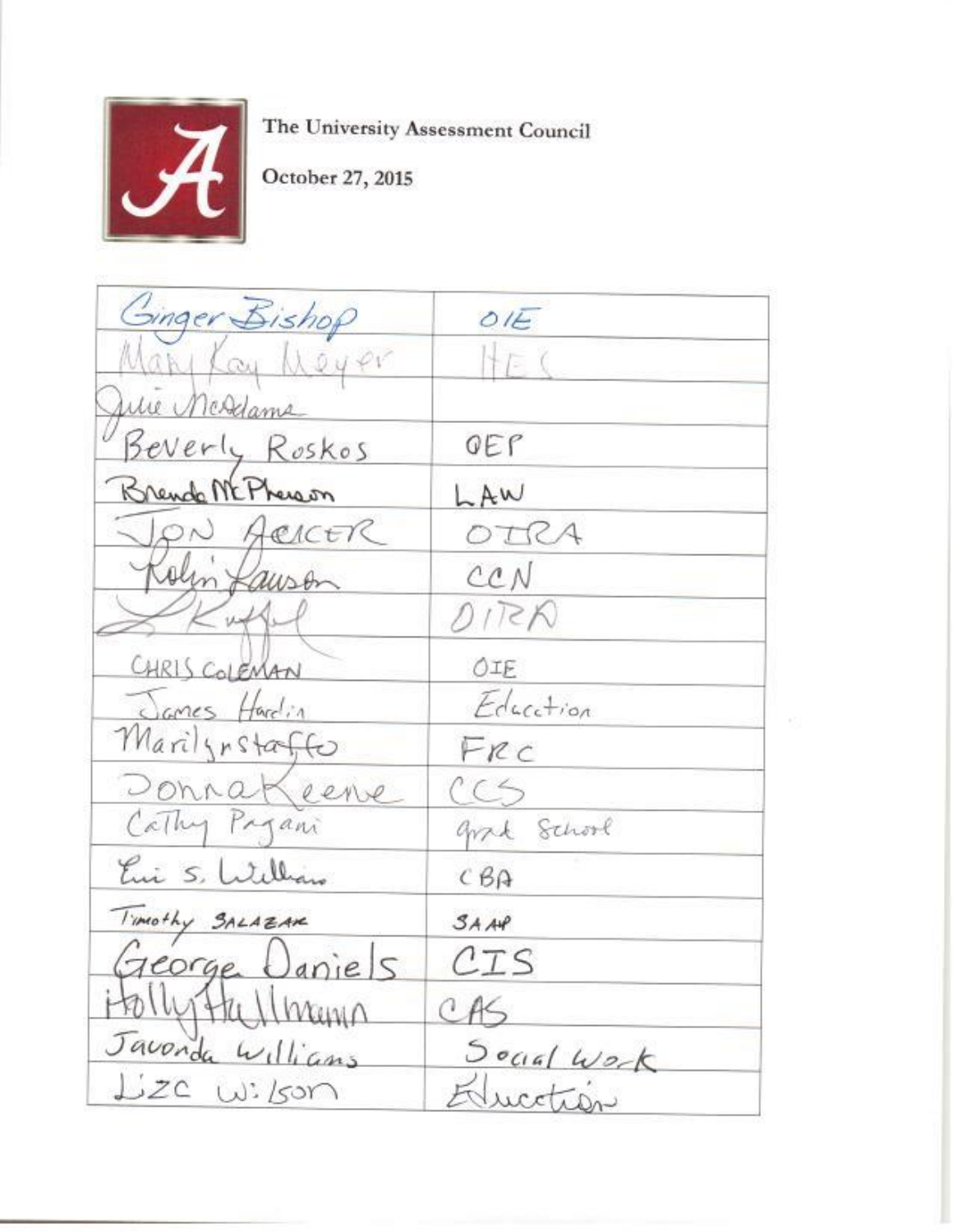The University Assessment Council

October 27, 2015

| | |
|---|---|
| Ginger Bishop | OIE |
| Mary Kay Meyer | HES |
| Julie McAdams | |
| Beverly Roskos | OEP |
| Brenda McPherson | LAW |
| Jon Acker | OIRA |
| Robin Lawson | CCN |
| L Ruffel | OIRA |
| CHRIS COLEMAN | OIE |
| James Hardin | Education |
| Marilyn Staffo | FRC |
| Donna Keene | CCS |
| Cathy Pagani | Grad School |
| Eric S. Williams | CBA |
| Timothy SALAZAR | SAAP |
| George Daniels | CIS |
| Holly Hallmann | CAS |
| Javonda Williams | Social Work |
| Lize Wilson | Education |